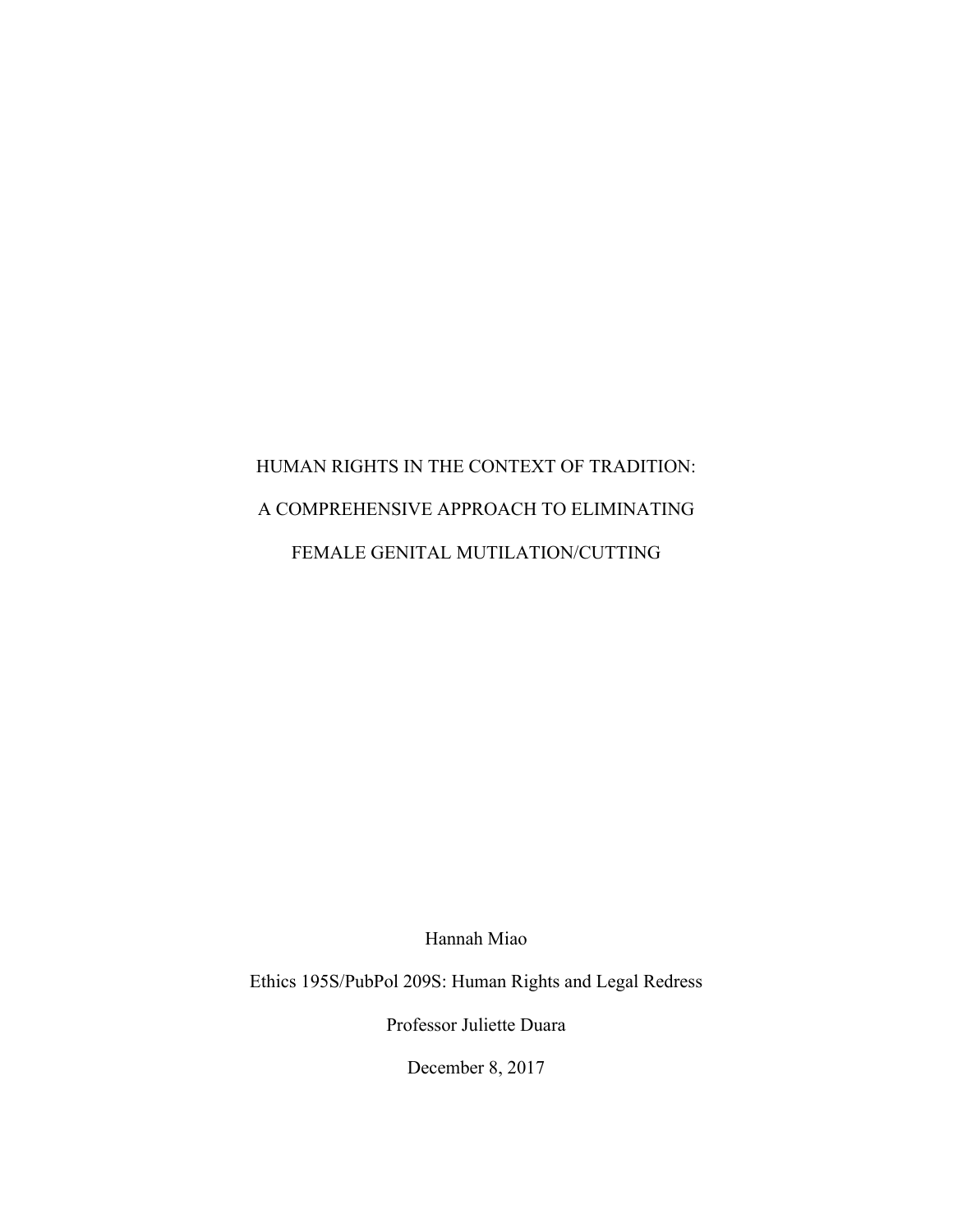# HUMAN RIGHTS IN THE CONTEXT OF TRADITION: A COMPREHENSIVE APPROACH TO ELIMINATING FEMALE GENITAL MUTILATION/CUTTING

Hannah Miao

Ethics 195S/PubPol 209S: Human Rights and Legal Redress

Professor Juliette Duara

December 8, 2017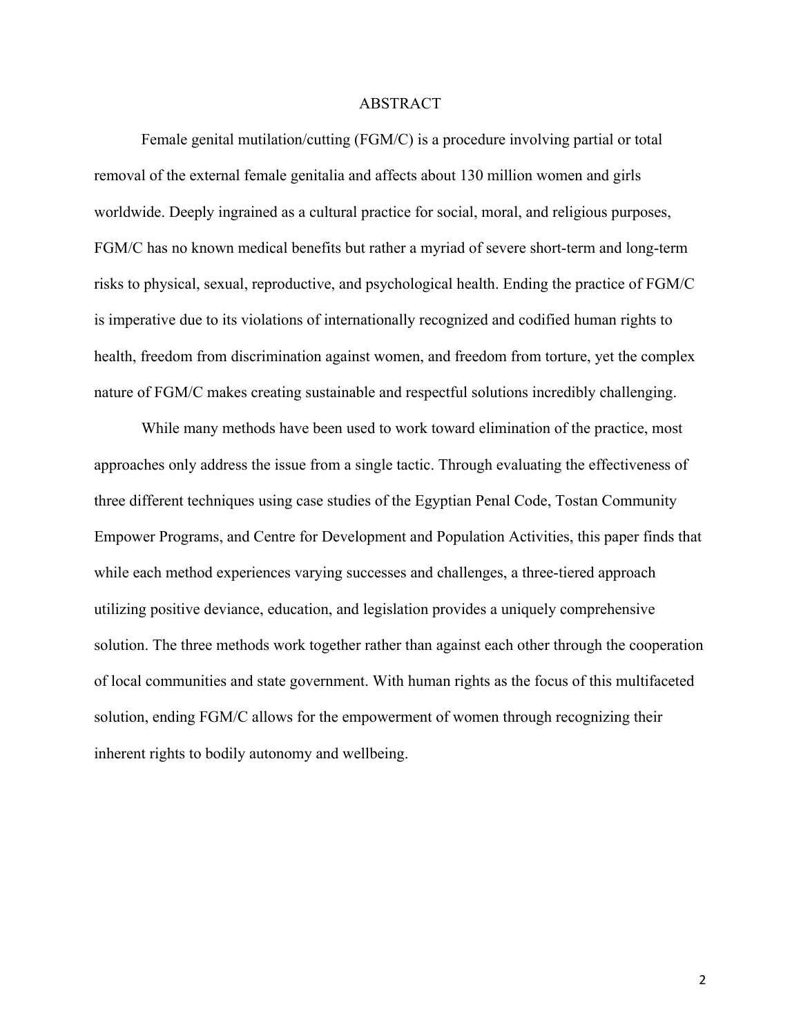# ABSTRACT

Female genital mutilation/cutting (FGM/C) is a procedure involving partial or total removal of the external female genitalia and affects about 130 million women and girls worldwide. Deeply ingrained as a cultural practice for social, moral, and religious purposes, FGM/C has no known medical benefits but rather a myriad of severe short-term and long-term risks to physical, sexual, reproductive, and psychological health. Ending the practice of FGM/C is imperative due to its violations of internationally recognized and codified human rights to health, freedom from discrimination against women, and freedom from torture, yet the complex nature of FGM/C makes creating sustainable and respectful solutions incredibly challenging.

While many methods have been used to work toward elimination of the practice, most approaches only address the issue from a single tactic. Through evaluating the effectiveness of three different techniques using case studies of the Egyptian Penal Code, Tostan Community Empower Programs, and Centre for Development and Population Activities, this paper finds that while each method experiences varying successes and challenges, a three-tiered approach utilizing positive deviance, education, and legislation provides a uniquely comprehensive solution. The three methods work together rather than against each other through the cooperation of local communities and state government. With human rights as the focus of this multifaceted solution, ending FGM/C allows for the empowerment of women through recognizing their inherent rights to bodily autonomy and wellbeing.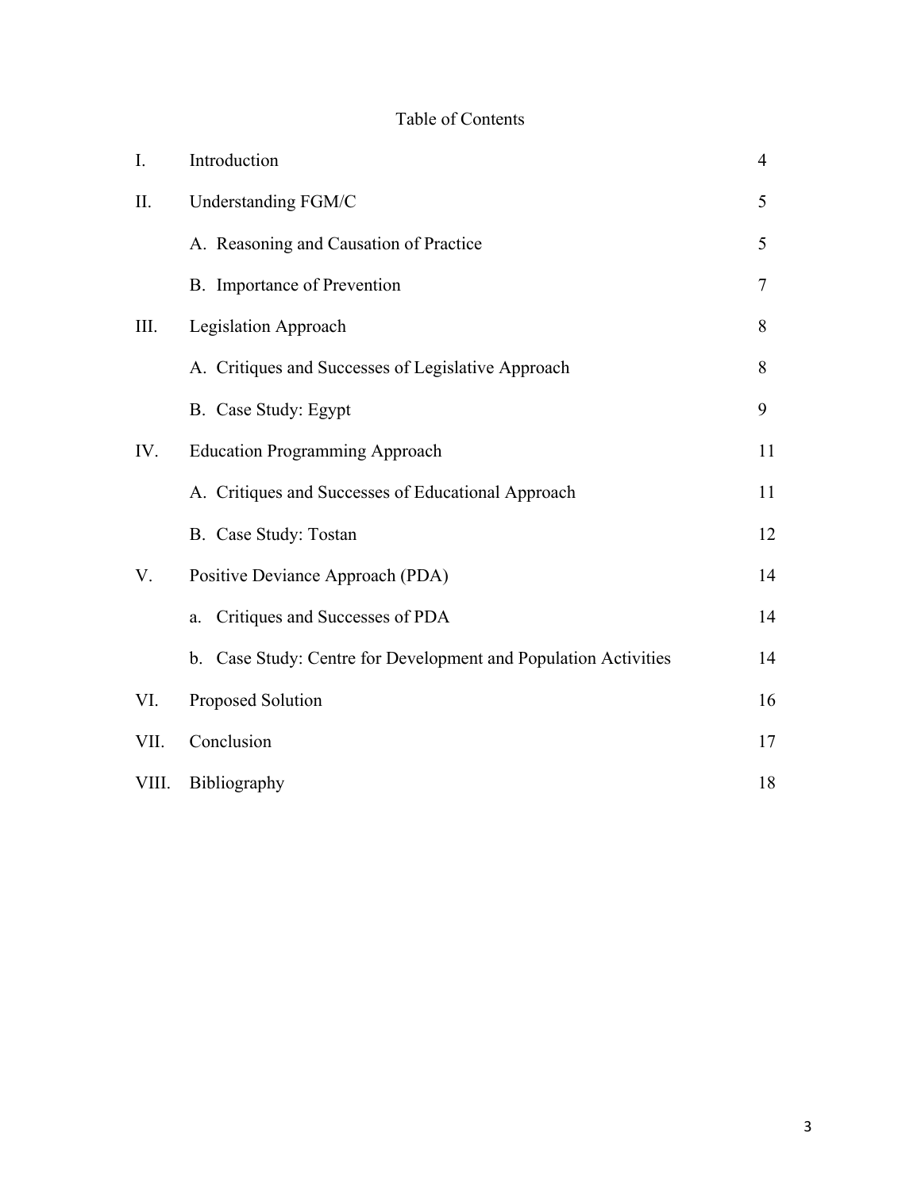# Table of Contents

| | | |
|---|---|---|
| I. | Introduction | 4 |
| II. | Understanding FGM/C | 5 |
| | A. Reasoning and Causation of Practice | 5 |
| | B. Importance of Prevention | 7 |
| III. | Legislation Approach | 8 |
| | A. Critiques and Successes of Legislative Approach | 8 |
| | B. Case Study: Egypt | 9 |
| IV. | Education Programming Approach | 11 |
| | A. Critiques and Successes of Educational Approach | 11 |
| | B. Case Study: Tostan | 12 |
| V. | Positive Deviance Approach (PDA) | 14 |
| | a. Critiques and Successes of PDA | 14 |
| | b. Case Study: Centre for Development and Population Activities | 14 |
| VI. | Proposed Solution | 16 |
| VII. | Conclusion | 17 |
| VIII. | Bibliography | 18 |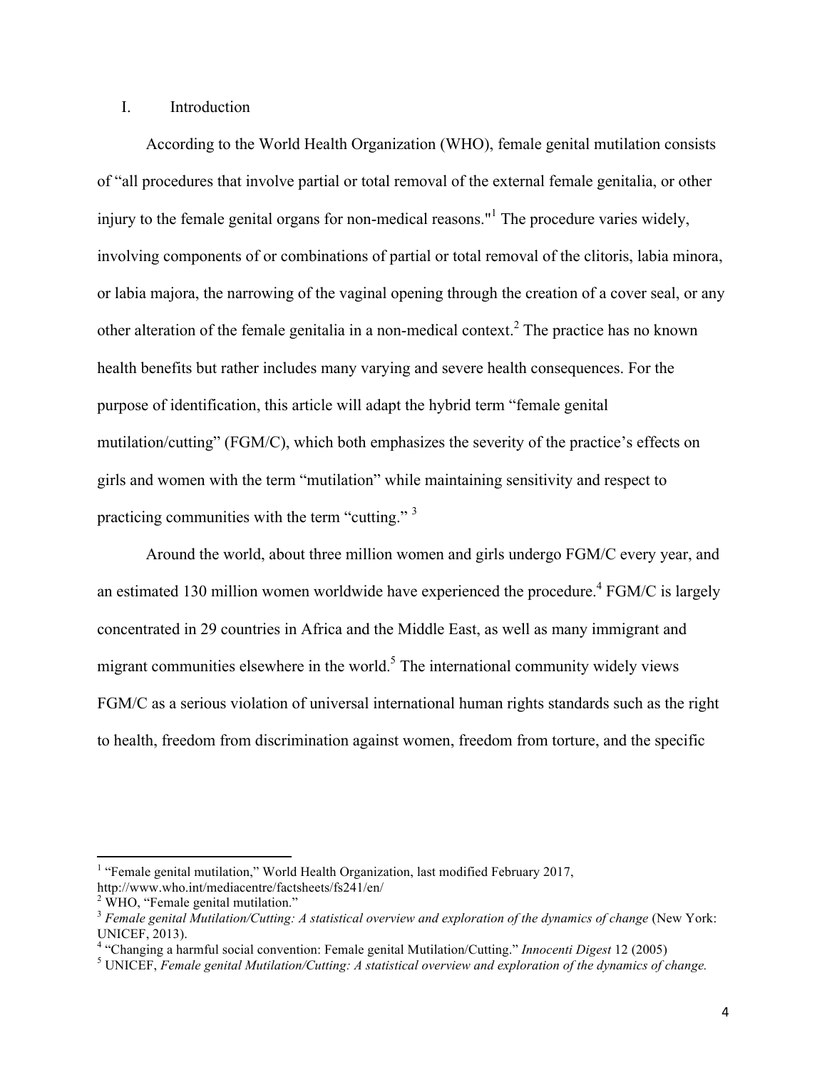## I. Introduction

According to the World Health Organization (WHO), female genital mutilation consists of "all procedures that involve partial or total removal of the external female genitalia, or other injury to the female genital organs for non-medical reasons."[1] The procedure varies widely, involving components of or combinations of partial or total removal of the clitoris, labia minora, or labia majora, the narrowing of the vaginal opening through the creation of a cover seal, or any other alteration of the female genitalia in a non-medical context.[2] The practice has no known health benefits but rather includes many varying and severe health consequences. For the purpose of identification, this article will adapt the hybrid term "female genital mutilation/cutting" (FGM/C), which both emphasizes the severity of the practice's effects on girls and women with the term "mutilation" while maintaining sensitivity and respect to practicing communities with the term "cutting." [3]

Around the world, about three million women and girls undergo FGM/C every year, and an estimated 130 million women worldwide have experienced the procedure.[4] FGM/C is largely concentrated in 29 countries in Africa and the Middle East, as well as many immigrant and migrant communities elsewhere in the world.[5] The international community widely views FGM/C as a serious violation of universal international human rights standards such as the right to health, freedom from discrimination against women, freedom from torture, and the specific

---

[1] "Female genital mutilation," World Health Organization, last modified February 2017, http://www.who.int/mediacentre/factsheets/fs241/en/

[2] WHO, "Female genital mutilation."

[3] *Female genital Mutilation/Cutting: A statistical overview and exploration of the dynamics of change* (New York: UNICEF, 2013).

[4] "Changing a harmful social convention: Female genital Mutilation/Cutting." *Innocenti Digest* 12 (2005)

[5] UNICEF, *Female genital Mutilation/Cutting: A statistical overview and exploration of the dynamics of change.*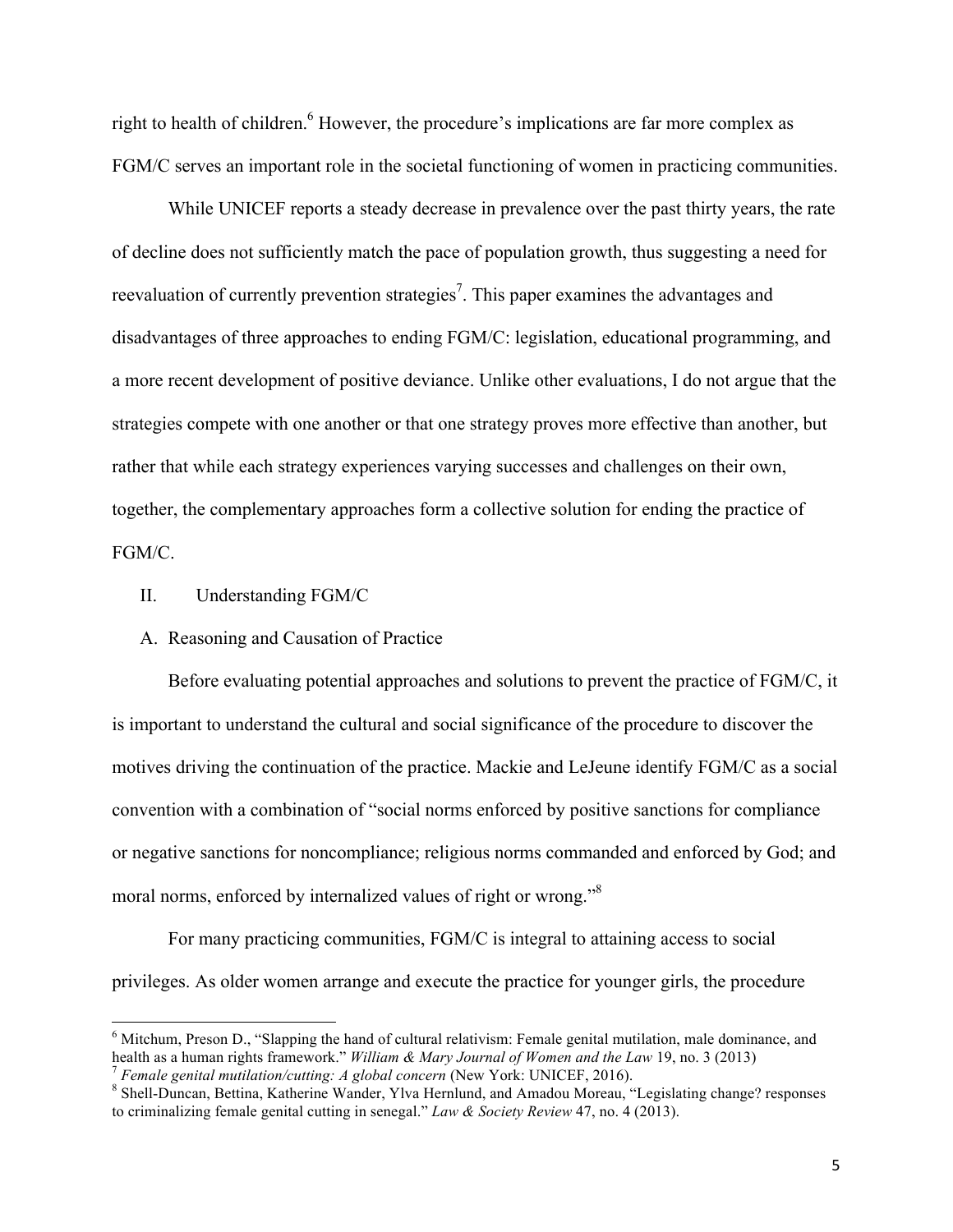right to health of children.[6] However, the procedure's implications are far more complex as FGM/C serves an important role in the societal functioning of women in practicing communities.

While UNICEF reports a steady decrease in prevalence over the past thirty years, the rate of decline does not sufficiently match the pace of population growth, thus suggesting a need for reevaluation of currently prevention strategies[7]. This paper examines the advantages and disadvantages of three approaches to ending FGM/C: legislation, educational programming, and a more recent development of positive deviance. Unlike other evaluations, I do not argue that the strategies compete with one another or that one strategy proves more effective than another, but rather that while each strategy experiences varying successes and challenges on their own, together, the complementary approaches form a collective solution for ending the practice of FGM/C.

## II. Understanding FGM/C

### A. Reasoning and Causation of Practice

Before evaluating potential approaches and solutions to prevent the practice of FGM/C, it is important to understand the cultural and social significance of the procedure to discover the motives driving the continuation of the practice. Mackie and LeJeune identify FGM/C as a social convention with a combination of "social norms enforced by positive sanctions for compliance or negative sanctions for noncompliance; religious norms commanded and enforced by God; and moral norms, enforced by internalized values of right or wrong."[8]

For many practicing communities, FGM/C is integral to attaining access to social privileges. As older women arrange and execute the practice for younger girls, the procedure

---

[6] Mitchum, Preson D., "Slapping the hand of cultural relativism: Female genital mutilation, male dominance, and health as a human rights framework." *William & Mary Journal of Women and the Law* 19, no. 3 (2013)

[7] *Female genital mutilation/cutting: A global concern* (New York: UNICEF, 2016).

[8] Shell-Duncan, Bettina, Katherine Wander, Ylva Hernlund, and Amadou Moreau, "Legislating change? responses to criminalizing female genital cutting in senegal." *Law & Society Review* 47, no. 4 (2013).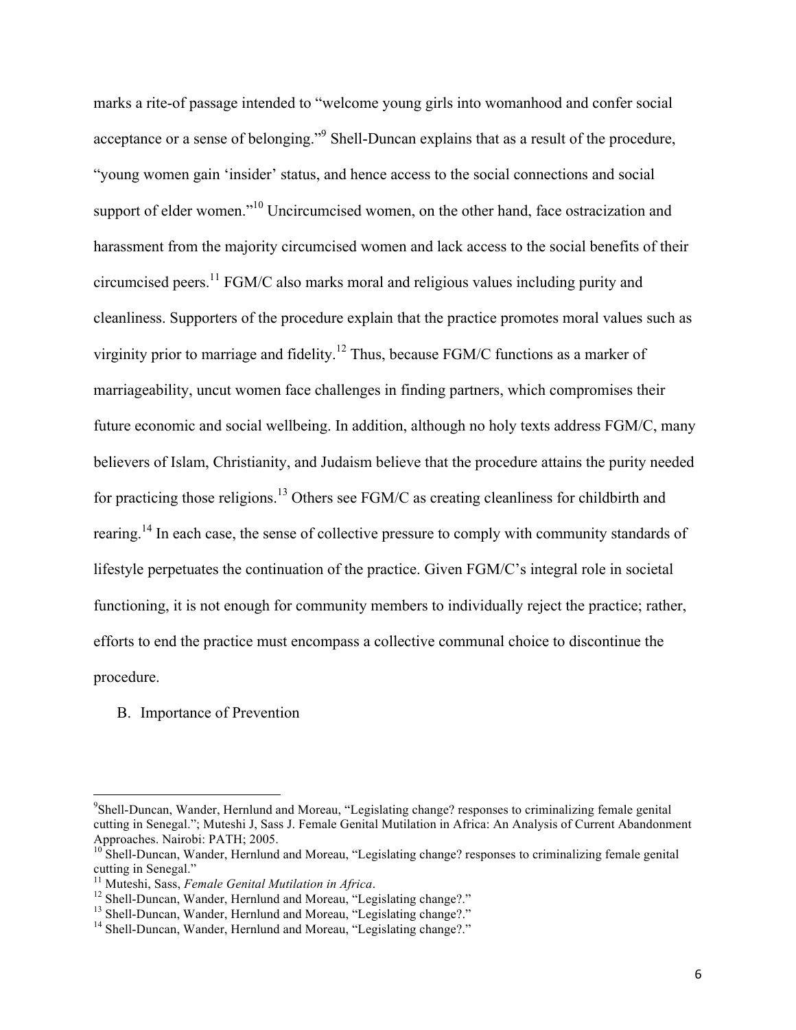marks a rite-of passage intended to "welcome young girls into womanhood and confer social acceptance or a sense of belonging."[9] Shell-Duncan explains that as a result of the procedure, "young women gain 'insider' status, and hence access to the social connections and social support of elder women."[10] Uncircumcised women, on the other hand, face ostracization and harassment from the majority circumcised women and lack access to the social benefits of their circumcised peers.[11] FGM/C also marks moral and religious values including purity and cleanliness. Supporters of the procedure explain that the practice promotes moral values such as virginity prior to marriage and fidelity.[12] Thus, because FGM/C functions as a marker of marriageability, uncut women face challenges in finding partners, which compromises their future economic and social wellbeing. In addition, although no holy texts address FGM/C, many believers of Islam, Christianity, and Judaism believe that the procedure attains the purity needed for practicing those religions.[13] Others see FGM/C as creating cleanliness for childbirth and rearing.[14] In each case, the sense of collective pressure to comply with community standards of lifestyle perpetuates the continuation of the practice. Given FGM/C's integral role in societal functioning, it is not enough for community members to individually reject the practice; rather, efforts to end the practice must encompass a collective communal choice to discontinue the procedure.

B. Importance of Prevention

---

[9] Shell-Duncan, Wander, Hernlund and Moreau, "Legislating change? responses to criminalizing female genital cutting in Senegal."; Muteshi J, Sass J. Female Genital Mutilation in Africa: An Analysis of Current Abandonment Approaches. Nairobi: PATH; 2005.

[10] Shell-Duncan, Wander, Hernlund and Moreau, "Legislating change? responses to criminalizing female genital cutting in Senegal."

[11] Muteshi, Sass, *Female Genital Mutilation in Africa*.

[12] Shell-Duncan, Wander, Hernlund and Moreau, "Legislating change?."

[13] Shell-Duncan, Wander, Hernlund and Moreau, "Legislating change?."

[14] Shell-Duncan, Wander, Hernlund and Moreau, "Legislating change?."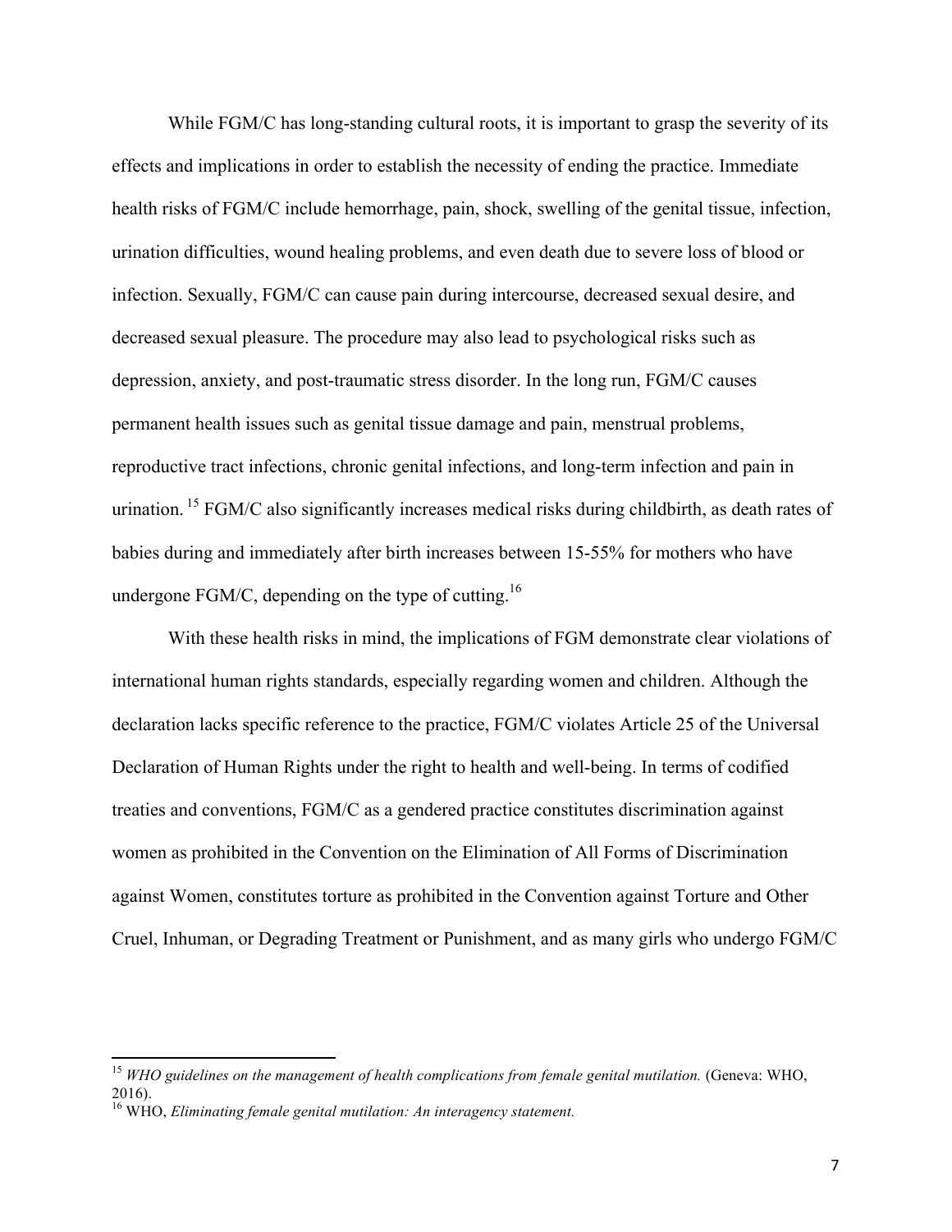While FGM/C has long-standing cultural roots, it is important to grasp the severity of its effects and implications in order to establish the necessity of ending the practice. Immediate health risks of FGM/C include hemorrhage, pain, shock, swelling of the genital tissue, infection, urination difficulties, wound healing problems, and even death due to severe loss of blood or infection. Sexually, FGM/C can cause pain during intercourse, decreased sexual desire, and decreased sexual pleasure. The procedure may also lead to psychological risks such as depression, anxiety, and post-traumatic stress disorder. In the long run, FGM/C causes permanent health issues such as genital tissue damage and pain, menstrual problems, reproductive tract infections, chronic genital infections, and long-term infection and pain in urination.[15] FGM/C also significantly increases medical risks during childbirth, as death rates of babies during and immediately after birth increases between 15-55% for mothers who have undergone FGM/C, depending on the type of cutting.[16]

With these health risks in mind, the implications of FGM demonstrate clear violations of international human rights standards, especially regarding women and children. Although the declaration lacks specific reference to the practice, FGM/C violates Article 25 of the Universal Declaration of Human Rights under the right to health and well-being. In terms of codified treaties and conventions, FGM/C as a gendered practice constitutes discrimination against women as prohibited in the Convention on the Elimination of All Forms of Discrimination against Women, constitutes torture as prohibited in the Convention against Torture and Other Cruel, Inhuman, or Degrading Treatment or Punishment, and as many girls who undergo FGM/C

---

[15] *WHO guidelines on the management of health complications from female genital mutilation.* (Geneva: WHO, 2016).

[16] WHO, *Eliminating female genital mutilation: An interagency statement.*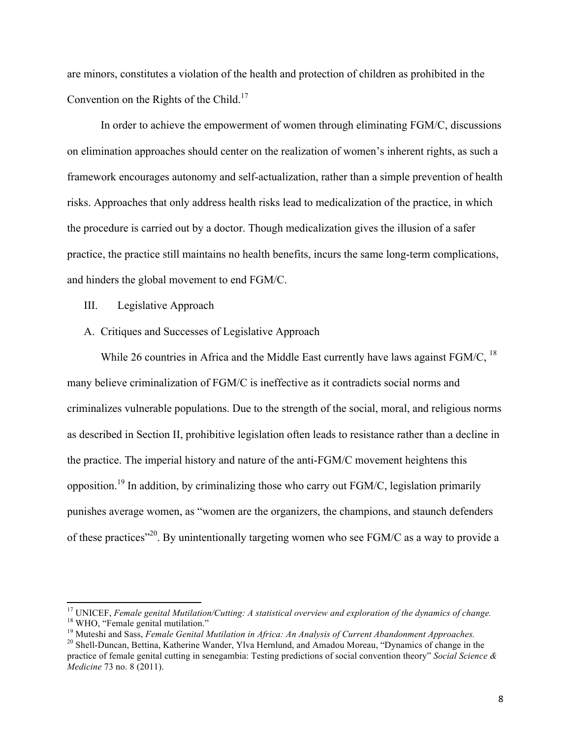are minors, constitutes a violation of the health and protection of children as prohibited in the Convention on the Rights of the Child.[17]

In order to achieve the empowerment of women through eliminating FGM/C, discussions on elimination approaches should center on the realization of women's inherent rights, as such a framework encourages autonomy and self-actualization, rather than a simple prevention of health risks. Approaches that only address health risks lead to medicalization of the practice, in which the procedure is carried out by a doctor. Though medicalization gives the illusion of a safer practice, the practice still maintains no health benefits, incurs the same long-term complications, and hinders the global movement to end FGM/C.

## III. Legislative Approach

### A. Critiques and Successes of Legislative Approach

While 26 countries in Africa and the Middle East currently have laws against FGM/C, [18] many believe criminalization of FGM/C is ineffective as it contradicts social norms and criminalizes vulnerable populations. Due to the strength of the social, moral, and religious norms as described in Section II, prohibitive legislation often leads to resistance rather than a decline in the practice. The imperial history and nature of the anti-FGM/C movement heightens this opposition.[19] In addition, by criminalizing those who carry out FGM/C, legislation primarily punishes average women, as "women are the organizers, the champions, and staunch defenders of these practices"[20]. By unintentionally targeting women who see FGM/C as a way to provide a

---

[17] UNICEF, *Female genital Mutilation/Cutting: A statistical overview and exploration of the dynamics of change.*

[18] WHO, "Female genital mutilation."

[19] Muteshi and Sass, *Female Genital Mutilation in Africa: An Analysis of Current Abandonment Approaches.*

[20] Shell-Duncan, Bettina, Katherine Wander, Ylva Hernlund, and Amadou Moreau, "Dynamics of change in the practice of female genital cutting in senegambia: Testing predictions of social convention theory" *Social Science & Medicine* 73 no. 8 (2011).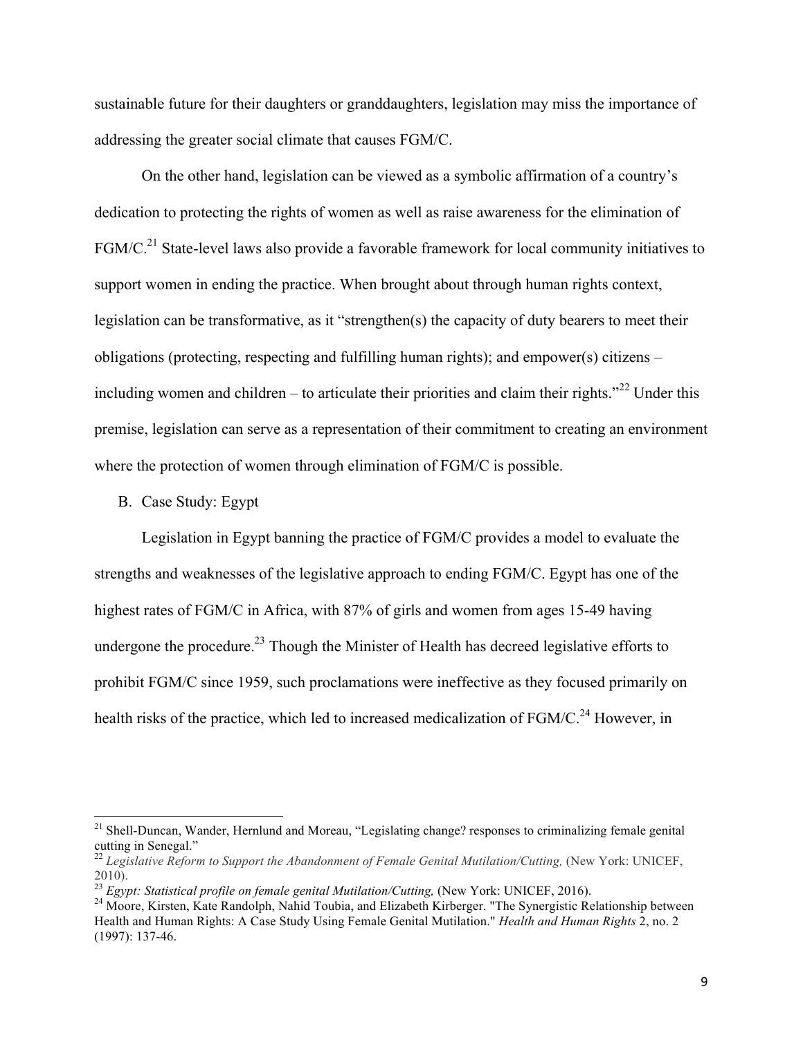sustainable future for their daughters or granddaughters, legislation may miss the importance of addressing the greater social climate that causes FGM/C.

On the other hand, legislation can be viewed as a symbolic affirmation of a country's dedication to protecting the rights of women as well as raise awareness for the elimination of FGM/C.[21] State-level laws also provide a favorable framework for local community initiatives to support women in ending the practice. When brought about through human rights context, legislation can be transformative, as it "strengthen(s) the capacity of duty bearers to meet their obligations (protecting, respecting and fulfilling human rights); and empower(s) citizens – including women and children – to articulate their priorities and claim their rights."[22] Under this premise, legislation can serve as a representation of their commitment to creating an environment where the protection of women through elimination of FGM/C is possible.

B. Case Study: Egypt

Legislation in Egypt banning the practice of FGM/C provides a model to evaluate the strengths and weaknesses of the legislative approach to ending FGM/C. Egypt has one of the highest rates of FGM/C in Africa, with 87% of girls and women from ages 15-49 having undergone the procedure.[23] Though the Minister of Health has decreed legislative efforts to prohibit FGM/C since 1959, such proclamations were ineffective as they focused primarily on health risks of the practice, which led to increased medicalization of FGM/C.[24] However, in

---

[21] Shell-Duncan, Wander, Hernlund and Moreau, "Legislating change? responses to criminalizing female genital cutting in Senegal."

[22] *Legislative Reform to Support the Abandonment of Female Genital Mutilation/Cutting,* (New York: UNICEF, 2010).

[23] *Egypt: Statistical profile on female genital Mutilation/Cutting,* (New York: UNICEF, 2016).

[24] Moore, Kirsten, Kate Randolph, Nahid Toubia, and Elizabeth Kirberger. "The Synergistic Relationship between Health and Human Rights: A Case Study Using Female Genital Mutilation." *Health and Human Rights* 2, no. 2 (1997): 137-46.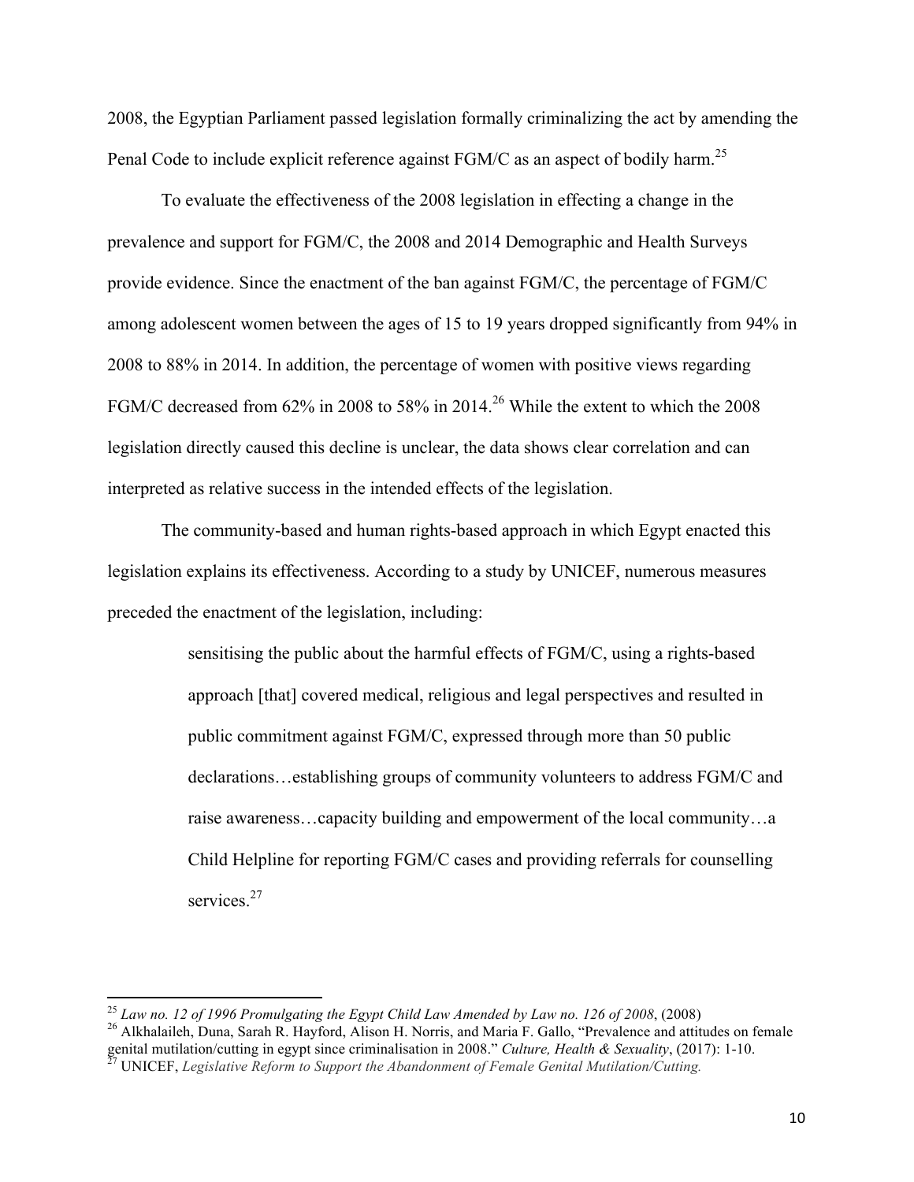2008, the Egyptian Parliament passed legislation formally criminalizing the act by amending the Penal Code to include explicit reference against FGM/C as an aspect of bodily harm.[25]

To evaluate the effectiveness of the 2008 legislation in effecting a change in the prevalence and support for FGM/C, the 2008 and 2014 Demographic and Health Surveys provide evidence. Since the enactment of the ban against FGM/C, the percentage of FGM/C among adolescent women between the ages of 15 to 19 years dropped significantly from 94% in 2008 to 88% in 2014. In addition, the percentage of women with positive views regarding FGM/C decreased from 62% in 2008 to 58% in 2014.[26] While the extent to which the 2008 legislation directly caused this decline is unclear, the data shows clear correlation and can interpreted as relative success in the intended effects of the legislation.

The community-based and human rights-based approach in which Egypt enacted this legislation explains its effectiveness. According to a study by UNICEF, numerous measures preceded the enactment of the legislation, including:

> sensitising the public about the harmful effects of FGM/C, using a rights-based approach [that] covered medical, religious and legal perspectives and resulted in public commitment against FGM/C, expressed through more than 50 public declarations…establishing groups of community volunteers to address FGM/C and raise awareness…capacity building and empowerment of the local community…a Child Helpline for reporting FGM/C cases and providing referrals for counselling services.[27]

---

[25] *Law no. 12 of 1996 Promulgating the Egypt Child Law Amended by Law no. 126 of 2008*, (2008)

[26] Alkhalaileh, Duna, Sarah R. Hayford, Alison H. Norris, and Maria F. Gallo, "Prevalence and attitudes on female genital mutilation/cutting in egypt since criminalisation in 2008." *Culture, Health & Sexuality*, (2017): 1-10.

[27] UNICEF, *Legislative Reform to Support the Abandonment of Female Genital Mutilation/Cutting.*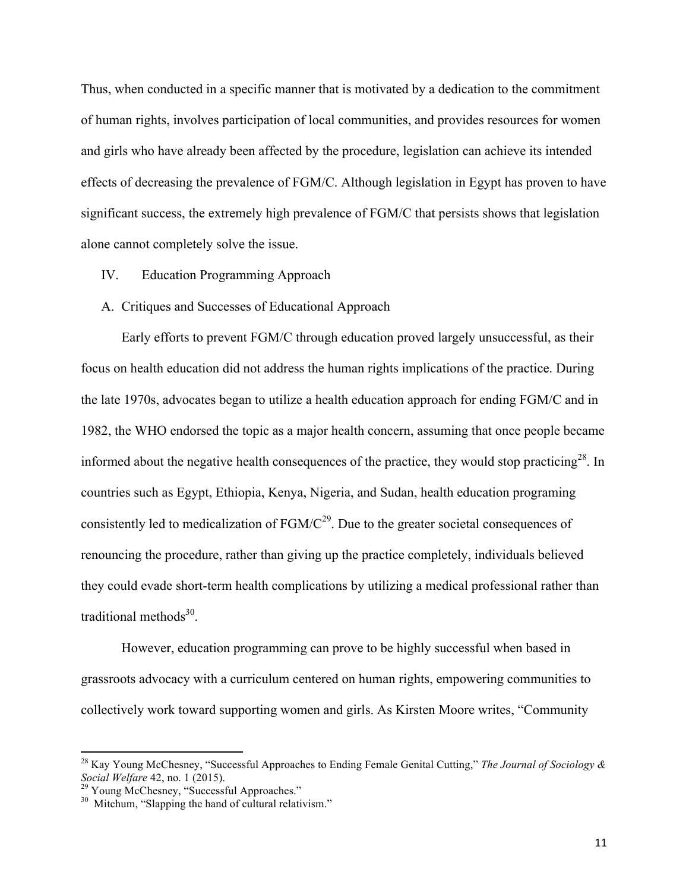Thus, when conducted in a specific manner that is motivated by a dedication to the commitment of human rights, involves participation of local communities, and provides resources for women and girls who have already been affected by the procedure, legislation can achieve its intended effects of decreasing the prevalence of FGM/C. Although legislation in Egypt has proven to have significant success, the extremely high prevalence of FGM/C that persists shows that legislation alone cannot completely solve the issue.

## IV. Education Programming Approach

### A. Critiques and Successes of Educational Approach

Early efforts to prevent FGM/C through education proved largely unsuccessful, as their focus on health education did not address the human rights implications of the practice. During the late 1970s, advocates began to utilize a health education approach for ending FGM/C and in 1982, the WHO endorsed the topic as a major health concern, assuming that once people became informed about the negative health consequences of the practice, they would stop practicing[28]. In countries such as Egypt, Ethiopia, Kenya, Nigeria, and Sudan, health education programing consistently led to medicalization of FGM/C[29]. Due to the greater societal consequences of renouncing the procedure, rather than giving up the practice completely, individuals believed they could evade short-term health complications by utilizing a medical professional rather than traditional methods[30].

However, education programming can prove to be highly successful when based in grassroots advocacy with a curriculum centered on human rights, empowering communities to collectively work toward supporting women and girls. As Kirsten Moore writes, "Community

---

[28] Kay Young McChesney, "Successful Approaches to Ending Female Genital Cutting," *The Journal of Sociology & Social Welfare* 42, no. 1 (2015).

[29] Young McChesney, "Successful Approaches."

[30] Mitchum, "Slapping the hand of cultural relativism."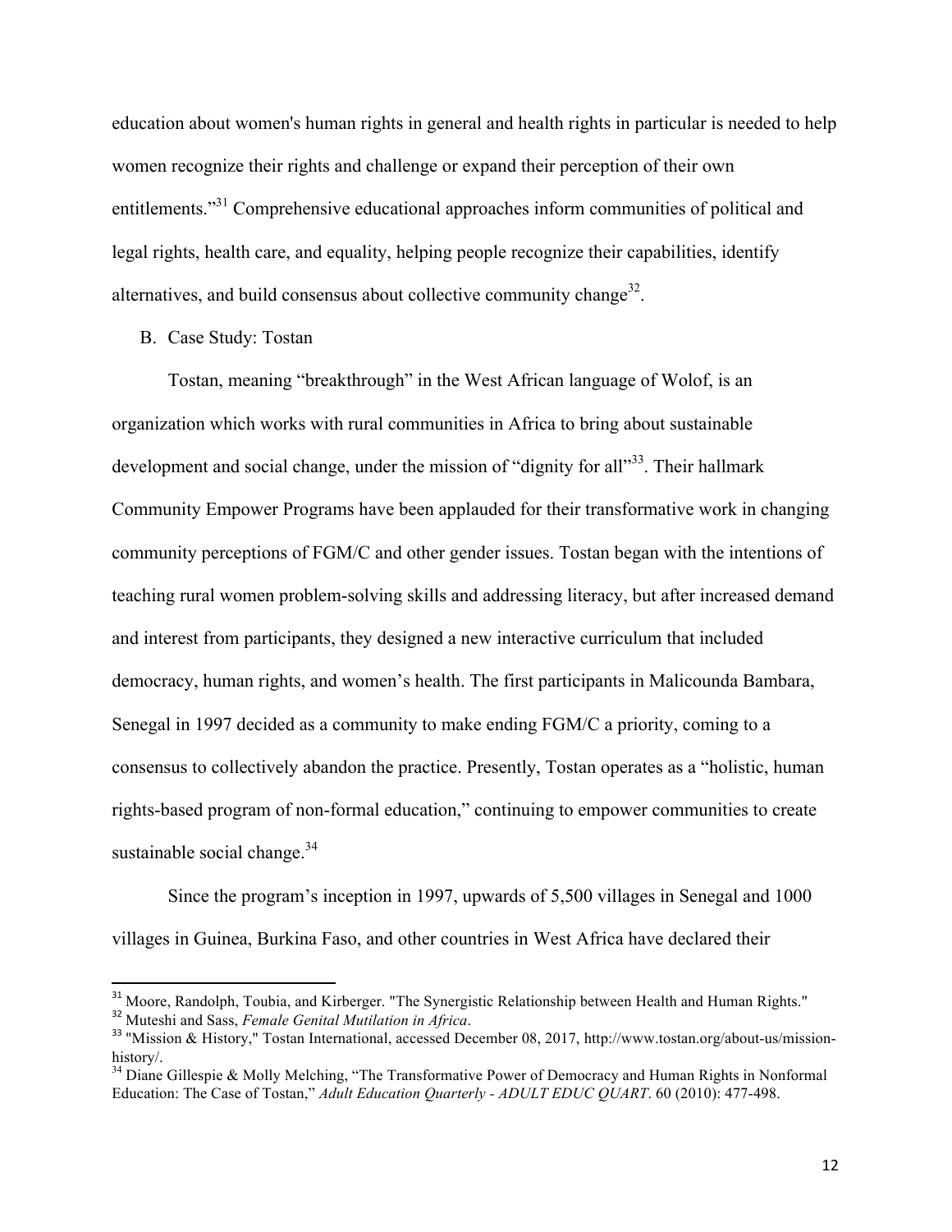education about women's human rights in general and health rights in particular is needed to help women recognize their rights and challenge or expand their perception of their own entitlements."[31] Comprehensive educational approaches inform communities of political and legal rights, health care, and equality, helping people recognize their capabilities, identify alternatives, and build consensus about collective community change[32].

B. Case Study: Tostan

Tostan, meaning "breakthrough" in the West African language of Wolof, is an organization which works with rural communities in Africa to bring about sustainable development and social change, under the mission of "dignity for all"[33]. Their hallmark Community Empower Programs have been applauded for their transformative work in changing community perceptions of FGM/C and other gender issues. Tostan began with the intentions of teaching rural women problem-solving skills and addressing literacy, but after increased demand and interest from participants, they designed a new interactive curriculum that included democracy, human rights, and women's health. The first participants in Malicounda Bambara, Senegal in 1997 decided as a community to make ending FGM/C a priority, coming to a consensus to collectively abandon the practice. Presently, Tostan operates as a "holistic, human rights-based program of non-formal education," continuing to empower communities to create sustainable social change.[34]

Since the program's inception in 1997, upwards of 5,500 villages in Senegal and 1000 villages in Guinea, Burkina Faso, and other countries in West Africa have declared their

---

[31] Moore, Randolph, Toubia, and Kirberger. "The Synergistic Relationship between Health and Human Rights."

[32] Muteshi and Sass, *Female Genital Mutilation in Africa*.

[33] "Mission & History," Tostan International, accessed December 08, 2017, http://www.tostan.org/about-us/mission-history/.

[34] Diane Gillespie & Molly Melching, "The Transformative Power of Democracy and Human Rights in Nonformal Education: The Case of Tostan," *Adult Education Quarterly - ADULT EDUC QUART*. 60 (2010): 477-498.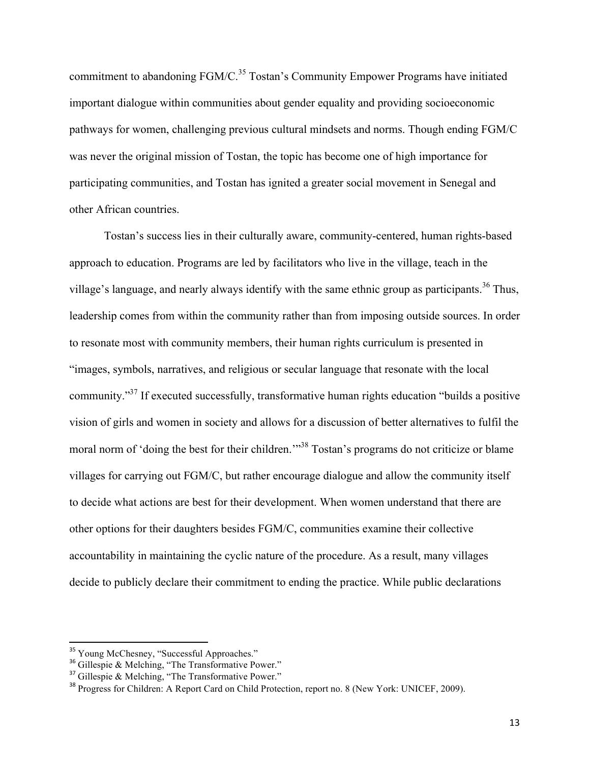commitment to abandoning FGM/C.[35] Tostan's Community Empower Programs have initiated important dialogue within communities about gender equality and providing socioeconomic pathways for women, challenging previous cultural mindsets and norms. Though ending FGM/C was never the original mission of Tostan, the topic has become one of high importance for participating communities, and Tostan has ignited a greater social movement in Senegal and other African countries.

Tostan's success lies in their culturally aware, community-centered, human rights-based approach to education. Programs are led by facilitators who live in the village, teach in the village's language, and nearly always identify with the same ethnic group as participants.[36] Thus, leadership comes from within the community rather than from imposing outside sources. In order to resonate most with community members, their human rights curriculum is presented in "images, symbols, narratives, and religious or secular language that resonate with the local community."[37] If executed successfully, transformative human rights education "builds a positive vision of girls and women in society and allows for a discussion of better alternatives to fulfil the moral norm of 'doing the best for their children.'"[38] Tostan's programs do not criticize or blame villages for carrying out FGM/C, but rather encourage dialogue and allow the community itself to decide what actions are best for their development. When women understand that there are other options for their daughters besides FGM/C, communities examine their collective accountability in maintaining the cyclic nature of the procedure. As a result, many villages decide to publicly declare their commitment to ending the practice. While public declarations

---

[35] Young McChesney, "Successful Approaches."

[36] Gillespie & Melching, "The Transformative Power."

[37] Gillespie & Melching, "The Transformative Power."

[38] Progress for Children: A Report Card on Child Protection, report no. 8 (New York: UNICEF, 2009).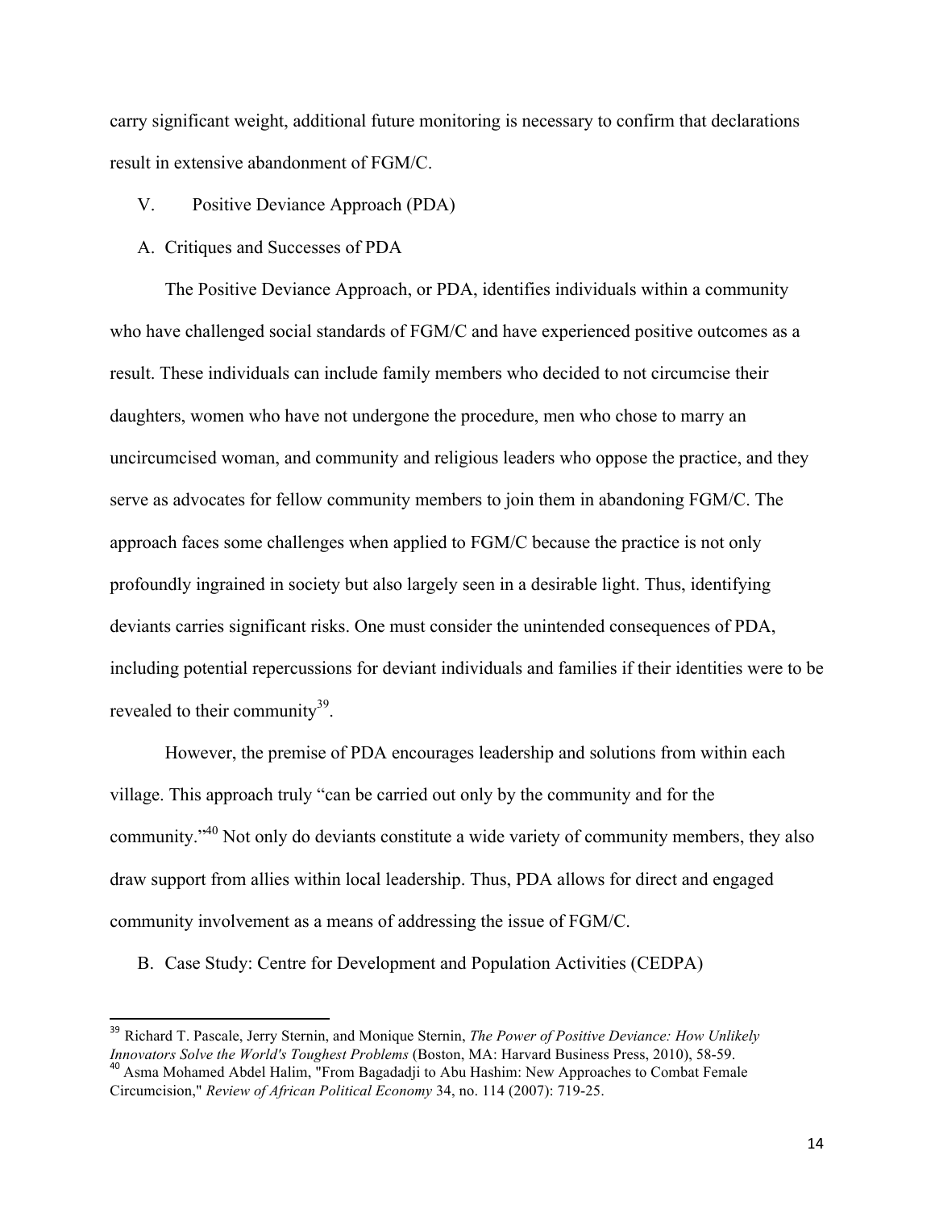carry significant weight, additional future monitoring is necessary to confirm that declarations result in extensive abandonment of FGM/C.

## V. Positive Deviance Approach (PDA)

### A. Critiques and Successes of PDA

The Positive Deviance Approach, or PDA, identifies individuals within a community who have challenged social standards of FGM/C and have experienced positive outcomes as a result. These individuals can include family members who decided to not circumcise their daughters, women who have not undergone the procedure, men who chose to marry an uncircumcised woman, and community and religious leaders who oppose the practice, and they serve as advocates for fellow community members to join them in abandoning FGM/C. The approach faces some challenges when applied to FGM/C because the practice is not only profoundly ingrained in society but also largely seen in a desirable light. Thus, identifying deviants carries significant risks. One must consider the unintended consequences of PDA, including potential repercussions for deviant individuals and families if their identities were to be revealed to their community[39].

However, the premise of PDA encourages leadership and solutions from within each village. This approach truly "can be carried out only by the community and for the community."[40] Not only do deviants constitute a wide variety of community members, they also draw support from allies within local leadership. Thus, PDA allows for direct and engaged community involvement as a means of addressing the issue of FGM/C.

### B. Case Study: Centre for Development and Population Activities (CEDPA)

---

[39] Richard T. Pascale, Jerry Sternin, and Monique Sternin, *The Power of Positive Deviance: How Unlikely Innovators Solve the World's Toughest Problems* (Boston, MA: Harvard Business Press, 2010), 58-59.

[40] Asma Mohamed Abdel Halim, "From Bagadadji to Abu Hashim: New Approaches to Combat Female Circumcision," *Review of African Political Economy* 34, no. 114 (2007): 719-25.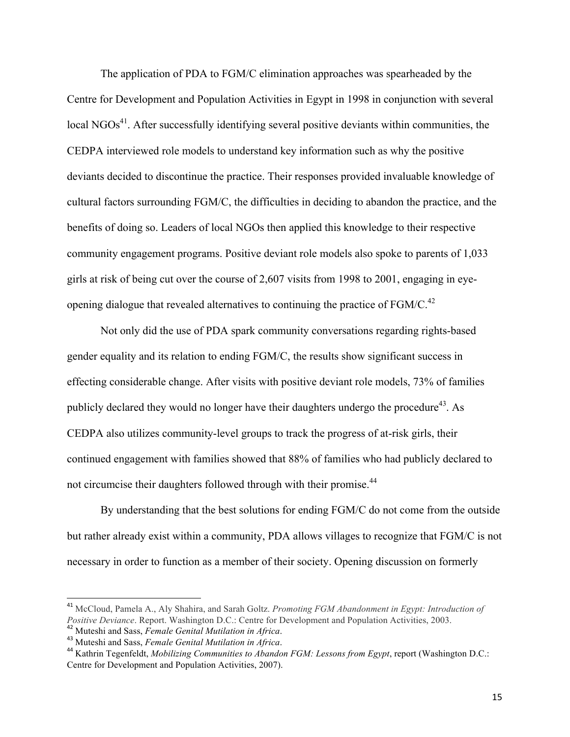The application of PDA to FGM/C elimination approaches was spearheaded by the Centre for Development and Population Activities in Egypt in 1998 in conjunction with several local NGOs[41]. After successfully identifying several positive deviants within communities, the CEDPA interviewed role models to understand key information such as why the positive deviants decided to discontinue the practice. Their responses provided invaluable knowledge of cultural factors surrounding FGM/C, the difficulties in deciding to abandon the practice, and the benefits of doing so. Leaders of local NGOs then applied this knowledge to their respective community engagement programs. Positive deviant role models also spoke to parents of 1,033 girls at risk of being cut over the course of 2,607 visits from 1998 to 2001, engaging in eye-opening dialogue that revealed alternatives to continuing the practice of FGM/C.[42]

Not only did the use of PDA spark community conversations regarding rights-based gender equality and its relation to ending FGM/C, the results show significant success in effecting considerable change. After visits with positive deviant role models, 73% of families publicly declared they would no longer have their daughters undergo the procedure[43]. As CEDPA also utilizes community-level groups to track the progress of at-risk girls, their continued engagement with families showed that 88% of families who had publicly declared to not circumcise their daughters followed through with their promise.[44]

By understanding that the best solutions for ending FGM/C do not come from the outside but rather already exist within a community, PDA allows villages to recognize that FGM/C is not necessary in order to function as a member of their society. Opening discussion on formerly

---

[41] McCloud, Pamela A., Aly Shahira, and Sarah Goltz. *Promoting FGM Abandonment in Egypt: Introduction of Positive Deviance*. Report. Washington D.C.: Centre for Development and Population Activities, 2003.

[42] Muteshi and Sass, *Female Genital Mutilation in Africa*.

[43] Muteshi and Sass, *Female Genital Mutilation in Africa*.

[44] Kathrin Tegenfeldt, *Mobilizing Communities to Abandon FGM: Lessons from Egypt*, report (Washington D.C.: Centre for Development and Population Activities, 2007).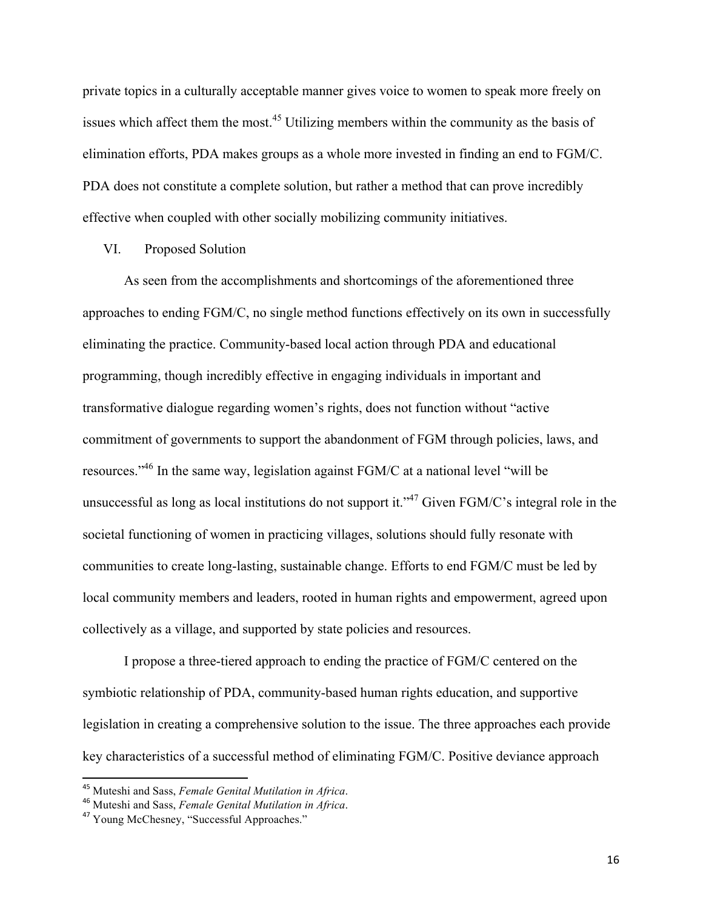private topics in a culturally acceptable manner gives voice to women to speak more freely on issues which affect them the most.[45] Utilizing members within the community as the basis of elimination efforts, PDA makes groups as a whole more invested in finding an end to FGM/C. PDA does not constitute a complete solution, but rather a method that can prove incredibly effective when coupled with other socially mobilizing community initiatives.

## VI. Proposed Solution

As seen from the accomplishments and shortcomings of the aforementioned three approaches to ending FGM/C, no single method functions effectively on its own in successfully eliminating the practice. Community-based local action through PDA and educational programming, though incredibly effective in engaging individuals in important and transformative dialogue regarding women's rights, does not function without "active commitment of governments to support the abandonment of FGM through policies, laws, and resources."[46] In the same way, legislation against FGM/C at a national level "will be unsuccessful as long as local institutions do not support it."[47] Given FGM/C's integral role in the societal functioning of women in practicing villages, solutions should fully resonate with communities to create long-lasting, sustainable change. Efforts to end FGM/C must be led by local community members and leaders, rooted in human rights and empowerment, agreed upon collectively as a village, and supported by state policies and resources.

I propose a three-tiered approach to ending the practice of FGM/C centered on the symbiotic relationship of PDA, community-based human rights education, and supportive legislation in creating a comprehensive solution to the issue. The three approaches each provide key characteristics of a successful method of eliminating FGM/C. Positive deviance approach

---

[45] Muteshi and Sass, *Female Genital Mutilation in Africa*.

[46] Muteshi and Sass, *Female Genital Mutilation in Africa*.

[47] Young McChesney, "Successful Approaches."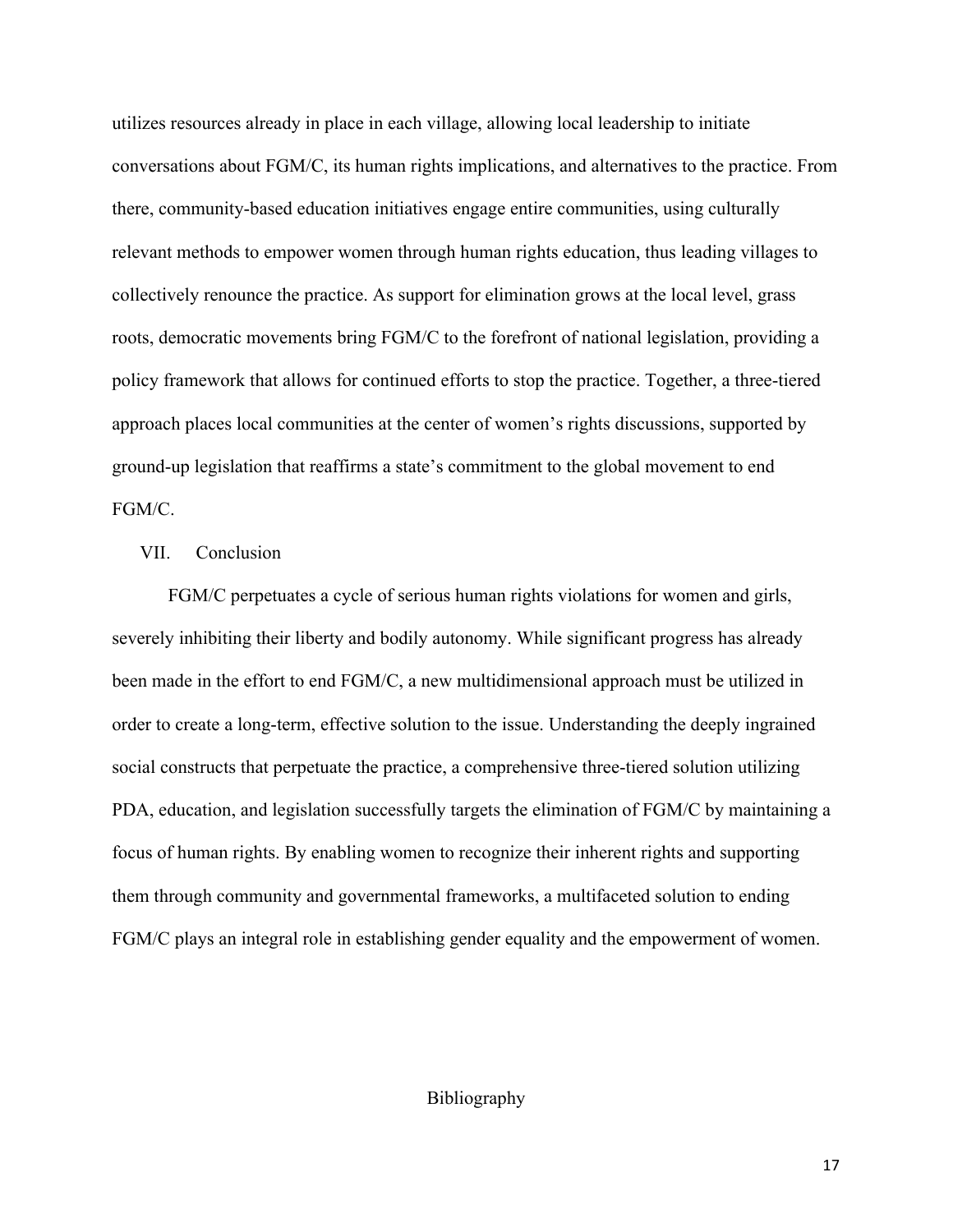utilizes resources already in place in each village, allowing local leadership to initiate conversations about FGM/C, its human rights implications, and alternatives to the practice. From there, community-based education initiatives engage entire communities, using culturally relevant methods to empower women through human rights education, thus leading villages to collectively renounce the practice. As support for elimination grows at the local level, grass roots, democratic movements bring FGM/C to the forefront of national legislation, providing a policy framework that allows for continued efforts to stop the practice. Together, a three-tiered approach places local communities at the center of women's rights discussions, supported by ground-up legislation that reaffirms a state's commitment to the global movement to end FGM/C.

## VII. Conclusion

FGM/C perpetuates a cycle of serious human rights violations for women and girls, severely inhibiting their liberty and bodily autonomy. While significant progress has already been made in the effort to end FGM/C, a new multidimensional approach must be utilized in order to create a long-term, effective solution to the issue. Understanding the deeply ingrained social constructs that perpetuate the practice, a comprehensive three-tiered solution utilizing PDA, education, and legislation successfully targets the elimination of FGM/C by maintaining a focus of human rights. By enabling women to recognize their inherent rights and supporting them through community and governmental frameworks, a multifaceted solution to ending FGM/C plays an integral role in establishing gender equality and the empowerment of women.

## Bibliography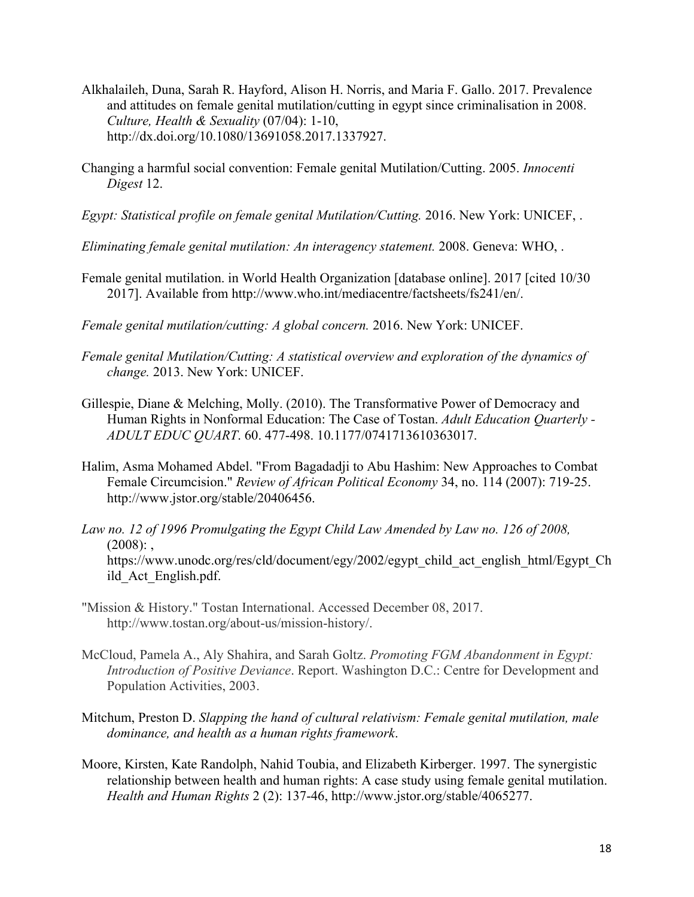Alkhalaileh, Duna, Sarah R. Hayford, Alison H. Norris, and Maria F. Gallo. 2017. Prevalence and attitudes on female genital mutilation/cutting in egypt since criminalisation in 2008. *Culture, Health & Sexuality* (07/04): 1-10, http://dx.doi.org/10.1080/13691058.2017.1337927.

Changing a harmful social convention: Female genital Mutilation/Cutting. 2005. *Innocenti Digest* 12.

*Egypt: Statistical profile on female genital Mutilation/Cutting.* 2016. New York: UNICEF, .

*Eliminating female genital mutilation: An interagency statement.* 2008. Geneva: WHO, .

Female genital mutilation. in World Health Organization [database online]. 2017 [cited 10/30 2017]. Available from http://www.who.int/mediacentre/factsheets/fs241/en/.

*Female genital mutilation/cutting: A global concern.* 2016. New York: UNICEF.

*Female genital Mutilation/Cutting: A statistical overview and exploration of the dynamics of change.* 2013. New York: UNICEF.

Gillespie, Diane & Melching, Molly. (2010). The Transformative Power of Democracy and Human Rights in Nonformal Education: The Case of Tostan. *Adult Education Quarterly - ADULT EDUC QUART*. 60. 477-498. 10.1177/0741713610363017.

Halim, Asma Mohamed Abdel. "From Bagadadji to Abu Hashim: New Approaches to Combat Female Circumcision." *Review of African Political Economy* 34, no. 114 (2007): 719-25. http://www.jstor.org/stable/20406456.

*Law no. 12 of 1996 Promulgating the Egypt Child Law Amended by Law no. 126 of 2008,* (2008): , https://www.unodc.org/res/cld/document/egy/2002/egypt_child_act_english_html/Egypt_Child_Act_English.pdf.

"Mission & History." Tostan International. Accessed December 08, 2017. http://www.tostan.org/about-us/mission-history/.

McCloud, Pamela A., Aly Shahira, and Sarah Goltz. *Promoting FGM Abandonment in Egypt: Introduction of Positive Deviance*. Report. Washington D.C.: Centre for Development and Population Activities, 2003.

Mitchum, Preston D. *Slapping the hand of cultural relativism: Female genital mutilation, male dominance, and health as a human rights framework*.

Moore, Kirsten, Kate Randolph, Nahid Toubia, and Elizabeth Kirberger. 1997. The synergistic relationship between health and human rights: A case study using female genital mutilation. *Health and Human Rights* 2 (2): 137-46, http://www.jstor.org/stable/4065277.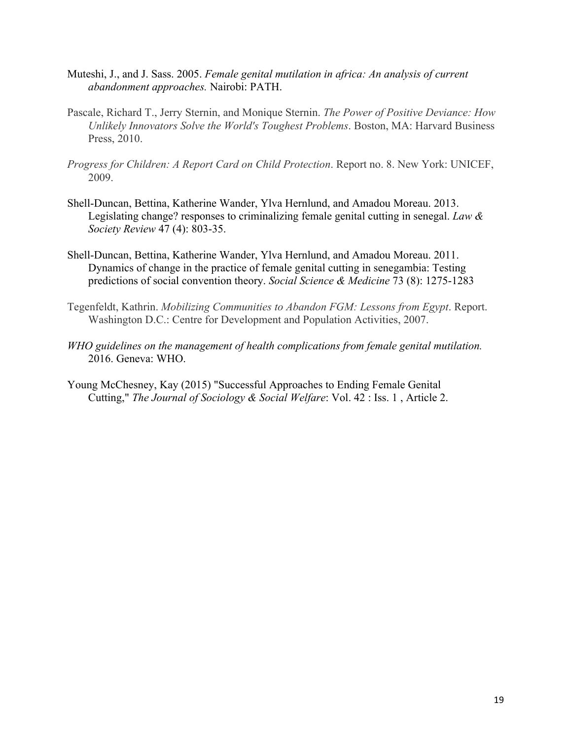Muteshi, J., and J. Sass. 2005. *Female genital mutilation in africa: An analysis of current abandonment approaches.* Nairobi: PATH.

Pascale, Richard T., Jerry Sternin, and Monique Sternin. *The Power of Positive Deviance: How Unlikely Innovators Solve the World's Toughest Problems*. Boston, MA: Harvard Business Press, 2010.

*Progress for Children: A Report Card on Child Protection*. Report no. 8. New York: UNICEF, 2009.

Shell-Duncan, Bettina, Katherine Wander, Ylva Hernlund, and Amadou Moreau. 2013. Legislating change? responses to criminalizing female genital cutting in senegal. *Law & Society Review* 47 (4): 803-35.

Shell-Duncan, Bettina, Katherine Wander, Ylva Hernlund, and Amadou Moreau. 2011. Dynamics of change in the practice of female genital cutting in senegambia: Testing predictions of social convention theory. *Social Science & Medicine* 73 (8): 1275-1283

Tegenfeldt, Kathrin. *Mobilizing Communities to Abandon FGM: Lessons from Egypt*. Report. Washington D.C.: Centre for Development and Population Activities, 2007.

*WHO guidelines on the management of health complications from female genital mutilation.* 2016. Geneva: WHO.

Young McChesney, Kay (2015) "Successful Approaches to Ending Female Genital Cutting," *The Journal of Sociology & Social Welfare*: Vol. 42 : Iss. 1 , Article 2.